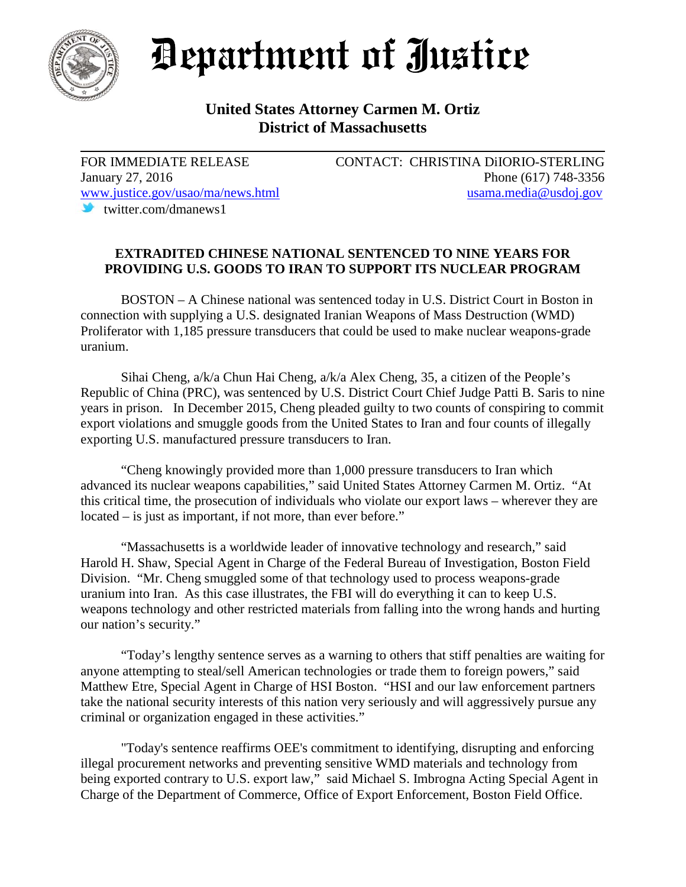# Department of Justice

**United States Attorney Carmen M. Ortiz**
**District of Massachusetts**

FOR IMMEDIATE RELEASE
January 27, 2016
www.justice.gov/usao/ma/news.html
twitter.com/dmanews1

CONTACT: CHRISTINA DiIORIO-STERLING
Phone (617) 748-3356
usama.media@usdoj.gov

**EXTRADITED CHINESE NATIONAL SENTENCED TO NINE YEARS FOR PROVIDING U.S. GOODS TO IRAN TO SUPPORT ITS NUCLEAR PROGRAM**

BOSTON – A Chinese national was sentenced today in U.S. District Court in Boston in connection with supplying a U.S. designated Iranian Weapons of Mass Destruction (WMD) Proliferator with 1,185 pressure transducers that could be used to make nuclear weapons-grade uranium.

Sihai Cheng, a/k/a Chun Hai Cheng, a/k/a Alex Cheng, 35, a citizen of the People's Republic of China (PRC), was sentenced by U.S. District Court Chief Judge Patti B. Saris to nine years in prison. In December 2015, Cheng pleaded guilty to two counts of conspiring to commit export violations and smuggle goods from the United States to Iran and four counts of illegally exporting U.S. manufactured pressure transducers to Iran.

"Cheng knowingly provided more than 1,000 pressure transducers to Iran which advanced its nuclear weapons capabilities," said United States Attorney Carmen M. Ortiz. "At this critical time, the prosecution of individuals who violate our export laws – wherever they are located – is just as important, if not more, than ever before."

"Massachusetts is a worldwide leader of innovative technology and research," said Harold H. Shaw, Special Agent in Charge of the Federal Bureau of Investigation, Boston Field Division. "Mr. Cheng smuggled some of that technology used to process weapons-grade uranium into Iran. As this case illustrates, the FBI will do everything it can to keep U.S. weapons technology and other restricted materials from falling into the wrong hands and hurting our nation's security."

"Today's lengthy sentence serves as a warning to others that stiff penalties are waiting for anyone attempting to steal/sell American technologies or trade them to foreign powers," said Matthew Etre, Special Agent in Charge of HSI Boston. "HSI and our law enforcement partners take the national security interests of this nation very seriously and will aggressively pursue any criminal or organization engaged in these activities."

"Today's sentence reaffirms OEE's commitment to identifying, disrupting and enforcing illegal procurement networks and preventing sensitive WMD materials and technology from being exported contrary to U.S. export law," said Michael S. Imbrogna Acting Special Agent in Charge of the Department of Commerce, Office of Export Enforcement, Boston Field Office.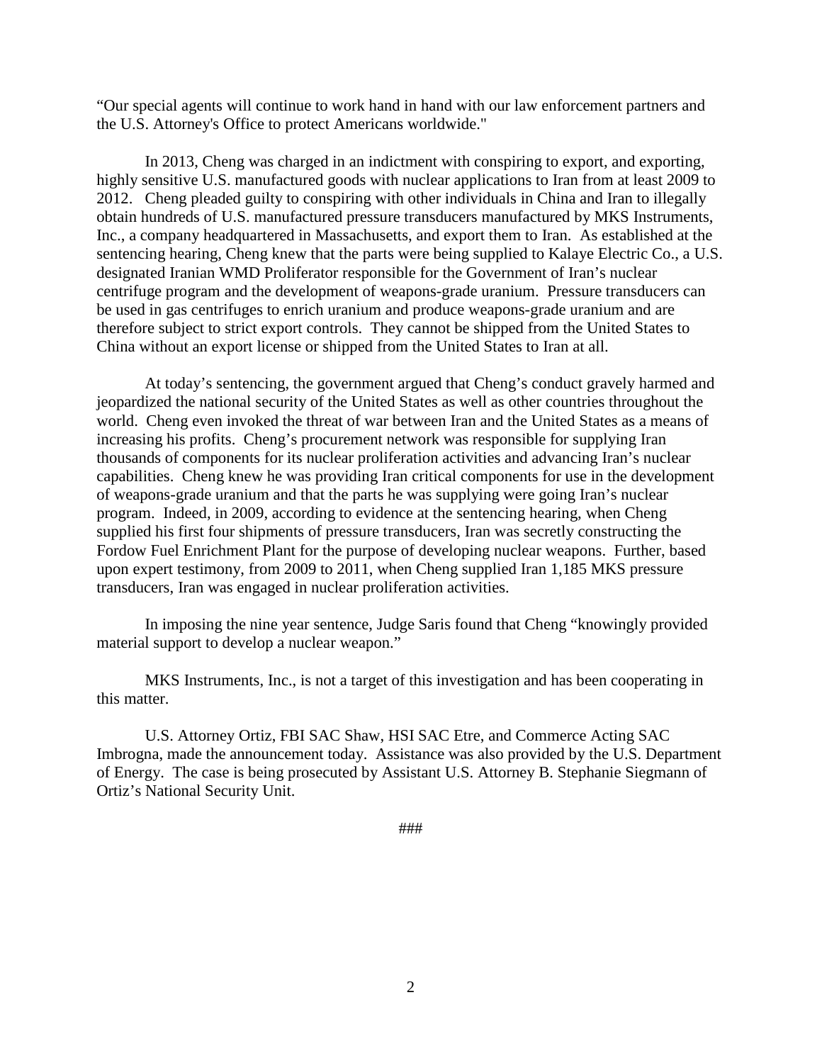"Our special agents will continue to work hand in hand with our law enforcement partners and the U.S. Attorney's Office to protect Americans worldwide."

In 2013, Cheng was charged in an indictment with conspiring to export, and exporting, highly sensitive U.S. manufactured goods with nuclear applications to Iran from at least 2009 to 2012. Cheng pleaded guilty to conspiring with other individuals in China and Iran to illegally obtain hundreds of U.S. manufactured pressure transducers manufactured by MKS Instruments, Inc., a company headquartered in Massachusetts, and export them to Iran. As established at the sentencing hearing, Cheng knew that the parts were being supplied to Kalaye Electric Co., a U.S. designated Iranian WMD Proliferator responsible for the Government of Iran's nuclear centrifuge program and the development of weapons-grade uranium. Pressure transducers can be used in gas centrifuges to enrich uranium and produce weapons-grade uranium and are therefore subject to strict export controls. They cannot be shipped from the United States to China without an export license or shipped from the United States to Iran at all.

At today's sentencing, the government argued that Cheng's conduct gravely harmed and jeopardized the national security of the United States as well as other countries throughout the world. Cheng even invoked the threat of war between Iran and the United States as a means of increasing his profits. Cheng's procurement network was responsible for supplying Iran thousands of components for its nuclear proliferation activities and advancing Iran's nuclear capabilities. Cheng knew he was providing Iran critical components for use in the development of weapons-grade uranium and that the parts he was supplying were going Iran's nuclear program. Indeed, in 2009, according to evidence at the sentencing hearing, when Cheng supplied his first four shipments of pressure transducers, Iran was secretly constructing the Fordow Fuel Enrichment Plant for the purpose of developing nuclear weapons. Further, based upon expert testimony, from 2009 to 2011, when Cheng supplied Iran 1,185 MKS pressure transducers, Iran was engaged in nuclear proliferation activities.

In imposing the nine year sentence, Judge Saris found that Cheng "knowingly provided material support to develop a nuclear weapon."

MKS Instruments, Inc., is not a target of this investigation and has been cooperating in this matter.

U.S. Attorney Ortiz, FBI SAC Shaw, HSI SAC Etre, and Commerce Acting SAC Imbrogna, made the announcement today. Assistance was also provided by the U.S. Department of Energy. The case is being prosecuted by Assistant U.S. Attorney B. Stephanie Siegmann of Ortiz's National Security Unit.

###